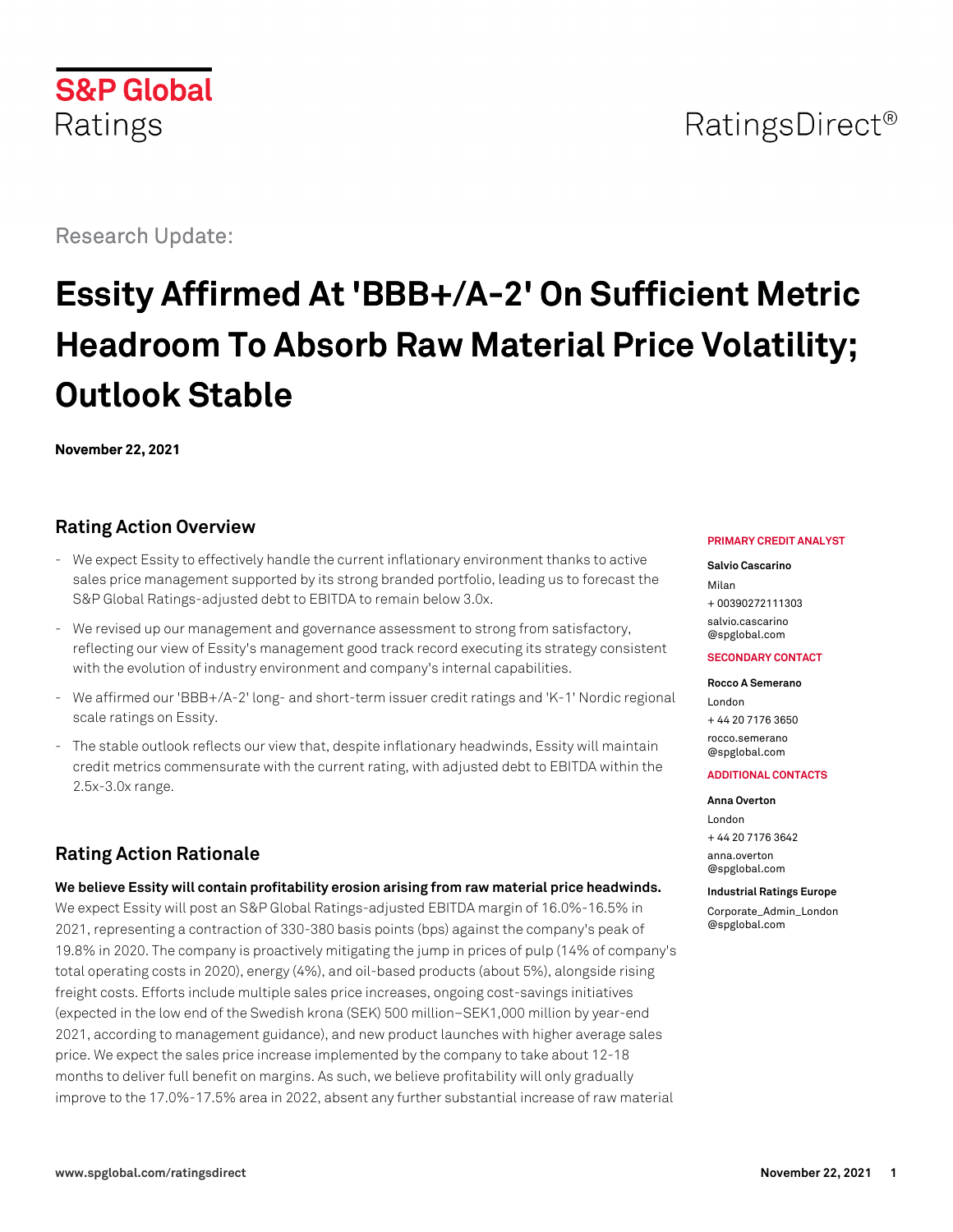S&P Global Ratings

RatingsDirect®

Research Update:

# Essity Affirmed At 'BBB+/A-2' On Sufficient Metric Headroom To Absorb Raw Material Price Volatility; Outlook Stable

**November 22, 2021**

**PRIMARY CREDIT ANALYST**

**Salvio Cascarino**
Milan
+ 00390272111303
salvio.cascarino@spglobal.com

**SECONDARY CONTACT**

**Rocco A Semerano**
London
+ 44 20 7176 3650
rocco.semerano@spglobal.com

**ADDITIONAL CONTACTS**

**Anna Overton**
London
+ 44 20 7176 3642
anna.overton@spglobal.com

**Industrial Ratings Europe**
Corporate_Admin_London@spglobal.com

## Rating Action Overview

- We expect Essity to effectively handle the current inflationary environment thanks to active sales price management supported by its strong branded portfolio, leading us to forecast the S&P Global Ratings-adjusted debt to EBITDA to remain below 3.0x.
- We revised up our management and governance assessment to strong from satisfactory, reflecting our view of Essity's management good track record executing its strategy consistent with the evolution of industry environment and company's internal capabilities.
- We affirmed our 'BBB+/A-2' long- and short-term issuer credit ratings and 'K-1' Nordic regional scale ratings on Essity.
- The stable outlook reflects our view that, despite inflationary headwinds, Essity will maintain credit metrics commensurate with the current rating, with adjusted debt to EBITDA within the 2.5x-3.0x range.

## Rating Action Rationale

**We believe Essity will contain profitability erosion arising from raw material price headwinds.** We expect Essity will post an S&P Global Ratings-adjusted EBITDA margin of 16.0%-16.5% in 2021, representing a contraction of 330-380 basis points (bps) against the company's peak of 19.8% in 2020. The company is proactively mitigating the jump in prices of pulp (14% of company's total operating costs in 2020), energy (4%), and oil-based products (about 5%), alongside rising freight costs. Efforts include multiple sales price increases, ongoing cost-savings initiatives (expected in the low end of the Swedish krona (SEK) 500 million–SEK1,000 million by year-end 2021, according to management guidance), and new product launches with higher average sales price. We expect the sales price increase implemented by the company to take about 12-18 months to deliver full benefit on margins. As such, we believe profitability will only gradually improve to the 17.0%-17.5% area in 2022, absent any further substantial increase of raw material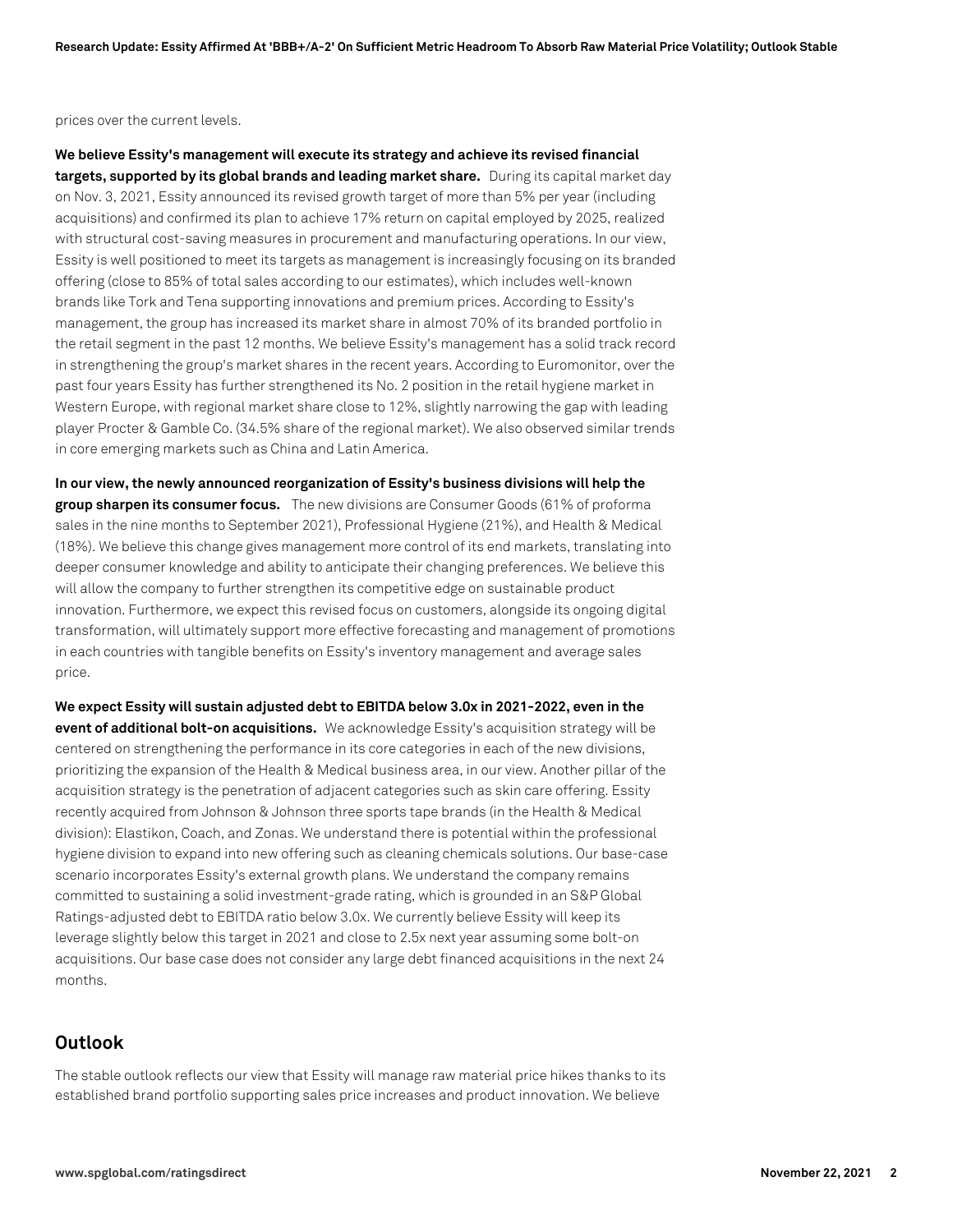prices over the current levels.

**We believe Essity's management will execute its strategy and achieve its revised financial targets, supported by its global brands and leading market share.** During its capital market day on Nov. 3, 2021, Essity announced its revised growth target of more than 5% per year (including acquisitions) and confirmed its plan to achieve 17% return on capital employed by 2025, realized with structural cost-saving measures in procurement and manufacturing operations. In our view, Essity is well positioned to meet its targets as management is increasingly focusing on its branded offering (close to 85% of total sales according to our estimates), which includes well-known brands like Tork and Tena supporting innovations and premium prices. According to Essity's management, the group has increased its market share in almost 70% of its branded portfolio in the retail segment in the past 12 months. We believe Essity's management has a solid track record in strengthening the group's market shares in the recent years. According to Euromonitor, over the past four years Essity has further strengthened its No. 2 position in the retail hygiene market in Western Europe, with regional market share close to 12%, slightly narrowing the gap with leading player Procter & Gamble Co. (34.5% share of the regional market). We also observed similar trends in core emerging markets such as China and Latin America.

**In our view, the newly announced reorganization of Essity's business divisions will help the group sharpen its consumer focus.** The new divisions are Consumer Goods (61% of proforma sales in the nine months to September 2021), Professional Hygiene (21%), and Health & Medical (18%). We believe this change gives management more control of its end markets, translating into deeper consumer knowledge and ability to anticipate their changing preferences. We believe this will allow the company to further strengthen its competitive edge on sustainable product innovation. Furthermore, we expect this revised focus on customers, alongside its ongoing digital transformation, will ultimately support more effective forecasting and management of promotions in each countries with tangible benefits on Essity's inventory management and average sales price.

**We expect Essity will sustain adjusted debt to EBITDA below 3.0x in 2021-2022, even in the event of additional bolt-on acquisitions.** We acknowledge Essity's acquisition strategy will be centered on strengthening the performance in its core categories in each of the new divisions, prioritizing the expansion of the Health & Medical business area, in our view. Another pillar of the acquisition strategy is the penetration of adjacent categories such as skin care offering. Essity recently acquired from Johnson & Johnson three sports tape brands (in the Health & Medical division): Elastikon, Coach, and Zonas. We understand there is potential within the professional hygiene division to expand into new offering such as cleaning chemicals solutions. Our base-case scenario incorporates Essity's external growth plans. We understand the company remains committed to sustaining a solid investment-grade rating, which is grounded in an S&P Global Ratings-adjusted debt to EBITDA ratio below 3.0x. We currently believe Essity will keep its leverage slightly below this target in 2021 and close to 2.5x next year assuming some bolt-on acquisitions. Our base case does not consider any large debt financed acquisitions in the next 24 months.

## Outlook

The stable outlook reflects our view that Essity will manage raw material price hikes thanks to its established brand portfolio supporting sales price increases and product innovation. We believe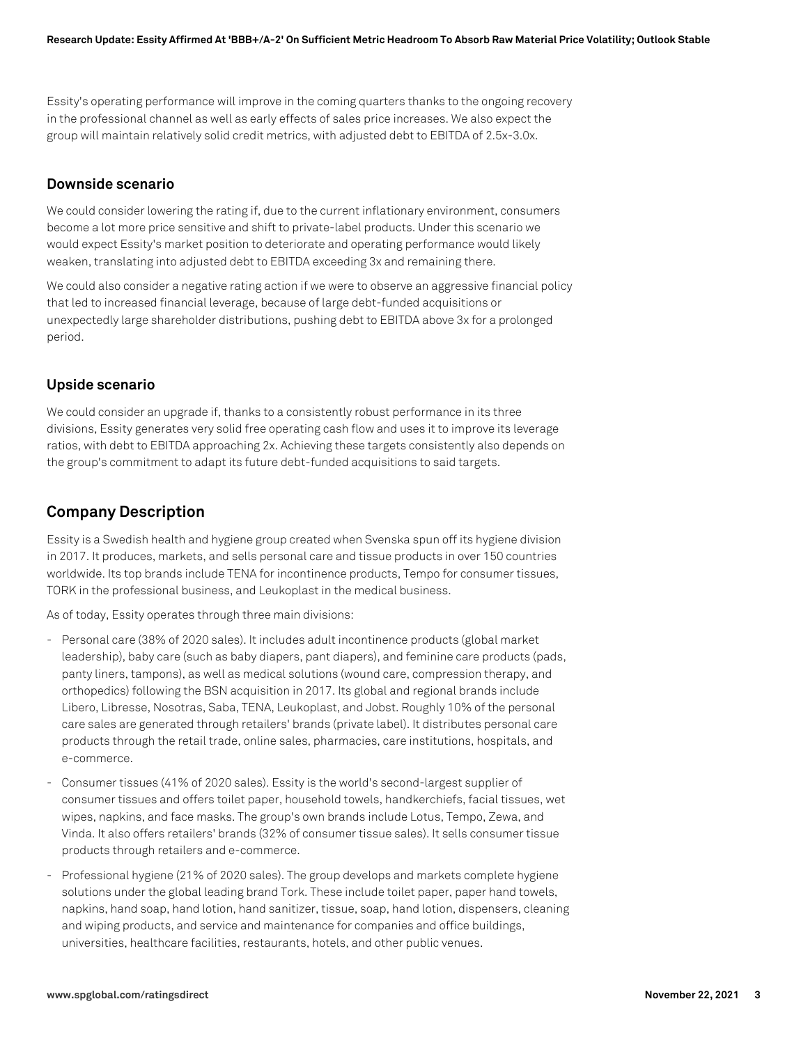Essity's operating performance will improve in the coming quarters thanks to the ongoing recovery in the professional channel as well as early effects of sales price increases. We also expect the group will maintain relatively solid credit metrics, with adjusted debt to EBITDA of 2.5x-3.0x.

### Downside scenario

We could consider lowering the rating if, due to the current inflationary environment, consumers become a lot more price sensitive and shift to private-label products. Under this scenario we would expect Essity's market position to deteriorate and operating performance would likely weaken, translating into adjusted debt to EBITDA exceeding 3x and remaining there.

We could also consider a negative rating action if we were to observe an aggressive financial policy that led to increased financial leverage, because of large debt-funded acquisitions or unexpectedly large shareholder distributions, pushing debt to EBITDA above 3x for a prolonged period.

### Upside scenario

We could consider an upgrade if, thanks to a consistently robust performance in its three divisions, Essity generates very solid free operating cash flow and uses it to improve its leverage ratios, with debt to EBITDA approaching 2x. Achieving these targets consistently also depends on the group's commitment to adapt its future debt-funded acquisitions to said targets.

## Company Description

Essity is a Swedish health and hygiene group created when Svenska spun off its hygiene division in 2017. It produces, markets, and sells personal care and tissue products in over 150 countries worldwide. Its top brands include TENA for incontinence products, Tempo for consumer tissues, TORK in the professional business, and Leukoplast in the medical business.

As of today, Essity operates through three main divisions:

- Personal care (38% of 2020 sales). It includes adult incontinence products (global market leadership), baby care (such as baby diapers, pant diapers), and feminine care products (pads, panty liners, tampons), as well as medical solutions (wound care, compression therapy, and orthopedics) following the BSN acquisition in 2017. Its global and regional brands include Libero, Libresse, Nosotras, Saba, TENA, Leukoplast, and Jobst. Roughly 10% of the personal care sales are generated through retailers' brands (private label). It distributes personal care products through the retail trade, online sales, pharmacies, care institutions, hospitals, and e-commerce.
- Consumer tissues (41% of 2020 sales). Essity is the world's second-largest supplier of consumer tissues and offers toilet paper, household towels, handkerchiefs, facial tissues, wet wipes, napkins, and face masks. The group's own brands include Lotus, Tempo, Zewa, and Vinda. It also offers retailers' brands (32% of consumer tissue sales). It sells consumer tissue products through retailers and e-commerce.
- Professional hygiene (21% of 2020 sales). The group develops and markets complete hygiene solutions under the global leading brand Tork. These include toilet paper, paper hand towels, napkins, hand soap, hand lotion, hand sanitizer, tissue, soap, hand lotion, dispensers, cleaning and wiping products, and service and maintenance for companies and office buildings, universities, healthcare facilities, restaurants, hotels, and other public venues.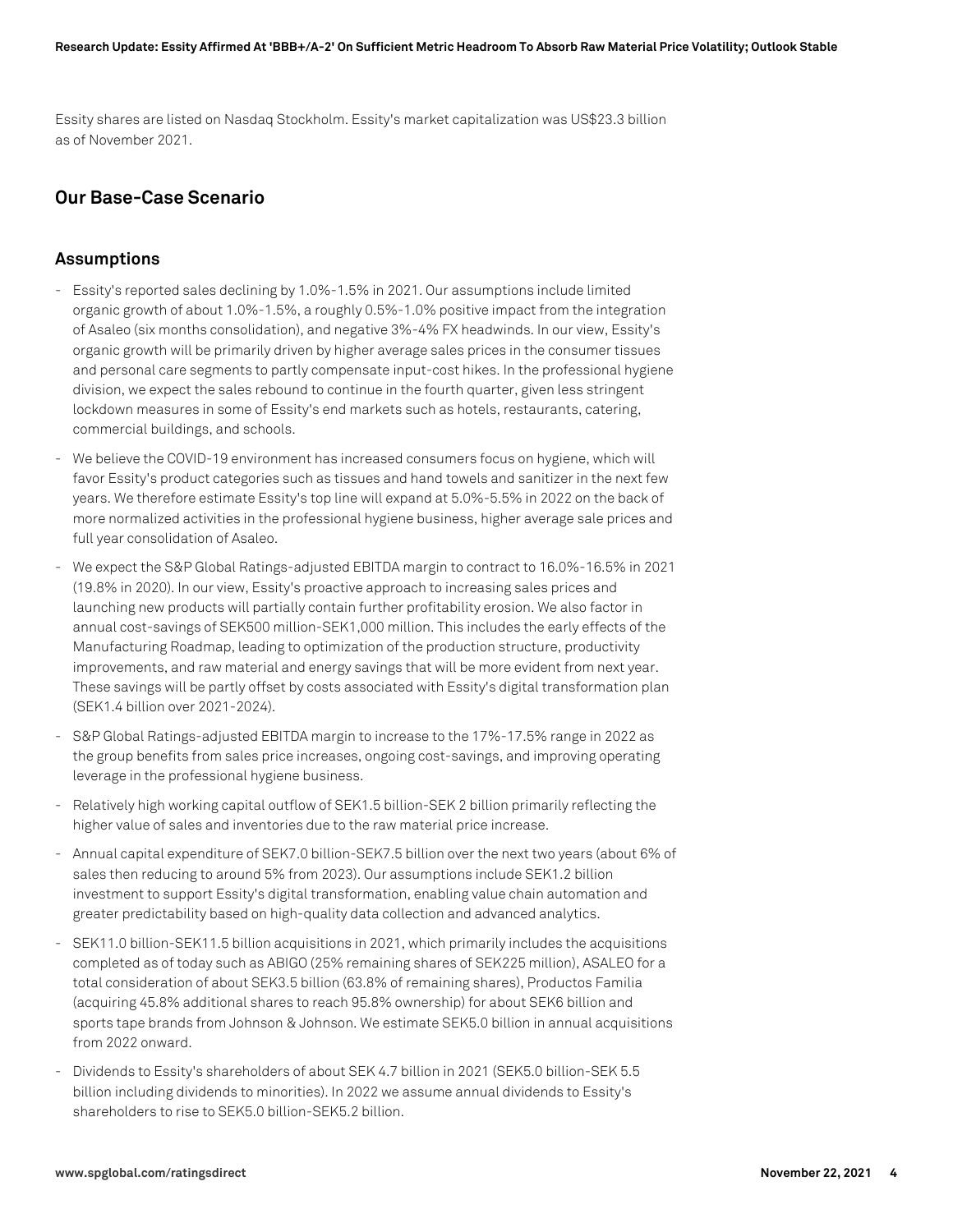Essity shares are listed on Nasdaq Stockholm. Essity's market capitalization was US$23.3 billion as of November 2021.

## Our Base-Case Scenario

### Assumptions

- Essity's reported sales declining by 1.0%-1.5% in 2021. Our assumptions include limited organic growth of about 1.0%-1.5%, a roughly 0.5%-1.0% positive impact from the integration of Asaleo (six months consolidation), and negative 3%-4% FX headwinds. In our view, Essity's organic growth will be primarily driven by higher average sales prices in the consumer tissues and personal care segments to partly compensate input-cost hikes. In the professional hygiene division, we expect the sales rebound to continue in the fourth quarter, given less stringent lockdown measures in some of Essity's end markets such as hotels, restaurants, catering, commercial buildings, and schools.
- We believe the COVID-19 environment has increased consumers focus on hygiene, which will favor Essity's product categories such as tissues and hand towels and sanitizer in the next few years. We therefore estimate Essity's top line will expand at 5.0%-5.5% in 2022 on the back of more normalized activities in the professional hygiene business, higher average sale prices and full year consolidation of Asaleo.
- We expect the S&P Global Ratings-adjusted EBITDA margin to contract to 16.0%-16.5% in 2021 (19.8% in 2020). In our view, Essity's proactive approach to increasing sales prices and launching new products will partially contain further profitability erosion. We also factor in annual cost-savings of SEK500 million-SEK1,000 million. This includes the early effects of the Manufacturing Roadmap, leading to optimization of the production structure, productivity improvements, and raw material and energy savings that will be more evident from next year. These savings will be partly offset by costs associated with Essity's digital transformation plan (SEK1.4 billion over 2021-2024).
- S&P Global Ratings-adjusted EBITDA margin to increase to the 17%-17.5% range in 2022 as the group benefits from sales price increases, ongoing cost-savings, and improving operating leverage in the professional hygiene business.
- Relatively high working capital outflow of SEK1.5 billion-SEK 2 billion primarily reflecting the higher value of sales and inventories due to the raw material price increase.
- Annual capital expenditure of SEK7.0 billion-SEK7.5 billion over the next two years (about 6% of sales then reducing to around 5% from 2023). Our assumptions include SEK1.2 billion investment to support Essity's digital transformation, enabling value chain automation and greater predictability based on high-quality data collection and advanced analytics.
- SEK11.0 billion-SEK11.5 billion acquisitions in 2021, which primarily includes the acquisitions completed as of today such as ABIGO (25% remaining shares of SEK225 million), ASALEO for a total consideration of about SEK3.5 billion (63.8% of remaining shares), Productos Familia (acquiring 45.8% additional shares to reach 95.8% ownership) for about SEK6 billion and sports tape brands from Johnson & Johnson. We estimate SEK5.0 billion in annual acquisitions from 2022 onward.
- Dividends to Essity's shareholders of about SEK 4.7 billion in 2021 (SEK5.0 billion-SEK 5.5 billion including dividends to minorities). In 2022 we assume annual dividends to Essity's shareholders to rise to SEK5.0 billion-SEK5.2 billion.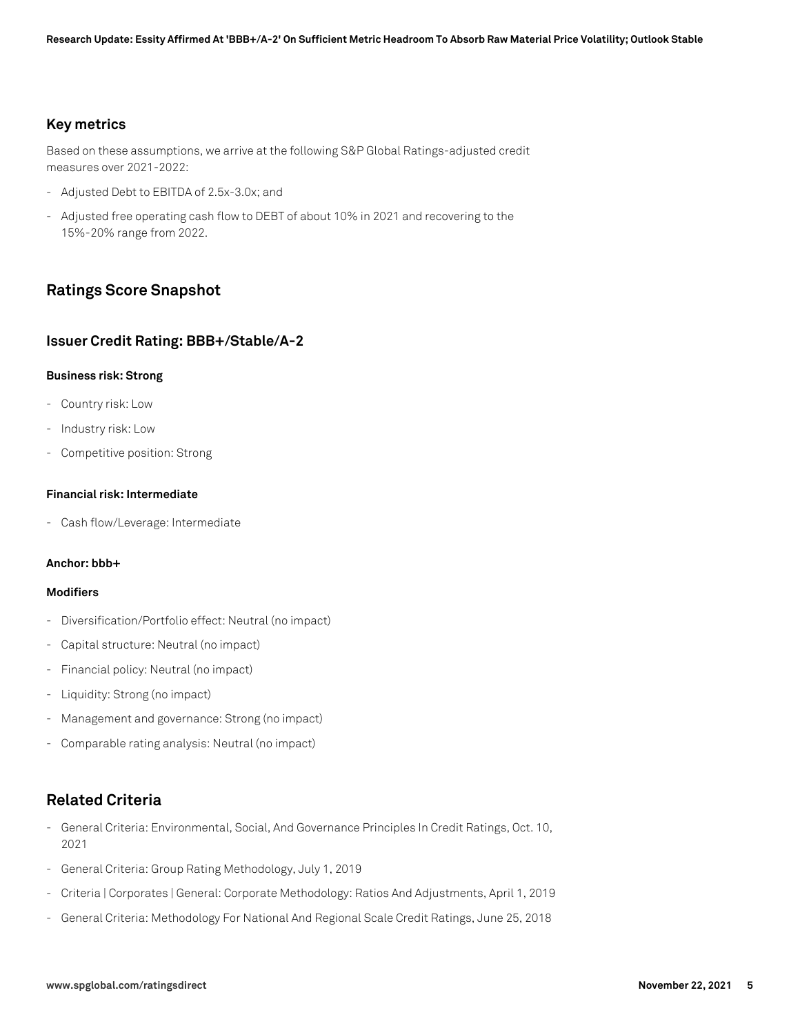### Key metrics

Based on these assumptions, we arrive at the following S&P Global Ratings-adjusted credit measures over 2021-2022:

- Adjusted Debt to EBITDA of 2.5x-3.0x; and
- Adjusted free operating cash flow to DEBT of about 10% in 2021 and recovering to the 15%-20% range from 2022.

## Ratings Score Snapshot

### Issuer Credit Rating: BBB+/Stable/A-2

**Business risk: Strong**

- Country risk: Low
- Industry risk: Low
- Competitive position: Strong

**Financial risk: Intermediate**

- Cash flow/Leverage: Intermediate

**Anchor: bbb+**

**Modifiers**

- Diversification/Portfolio effect: Neutral (no impact)
- Capital structure: Neutral (no impact)
- Financial policy: Neutral (no impact)
- Liquidity: Strong (no impact)
- Management and governance: Strong (no impact)
- Comparable rating analysis: Neutral (no impact)

## Related Criteria

- General Criteria: Environmental, Social, And Governance Principles In Credit Ratings, Oct. 10, 2021
- General Criteria: Group Rating Methodology, July 1, 2019
- Criteria | Corporates | General: Corporate Methodology: Ratios And Adjustments, April 1, 2019
- General Criteria: Methodology For National And Regional Scale Credit Ratings, June 25, 2018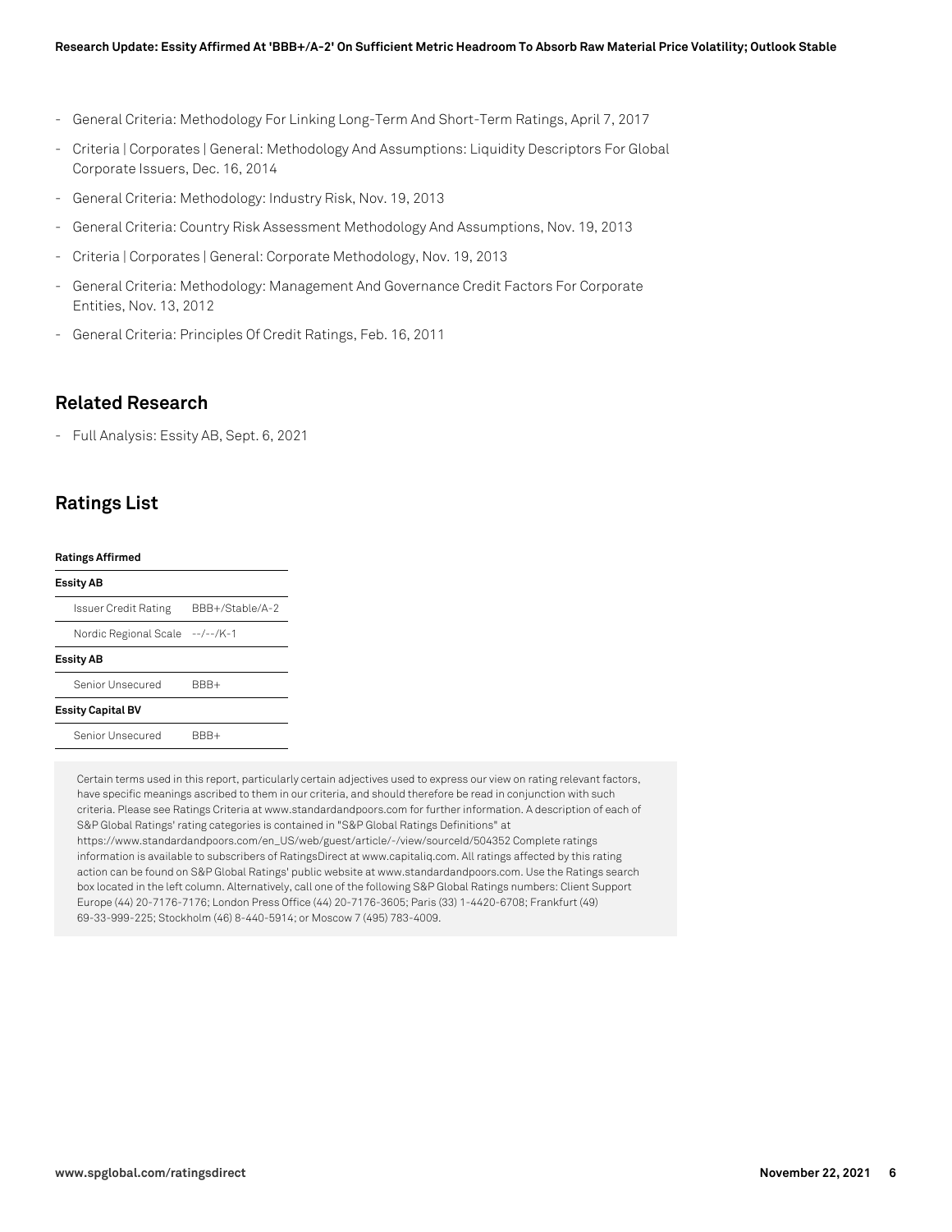- General Criteria: Methodology For Linking Long-Term And Short-Term Ratings, April 7, 2017
- Criteria | Corporates | General: Methodology And Assumptions: Liquidity Descriptors For Global Corporate Issuers, Dec. 16, 2014
- General Criteria: Methodology: Industry Risk, Nov. 19, 2013
- General Criteria: Country Risk Assessment Methodology And Assumptions, Nov. 19, 2013
- Criteria | Corporates | General: Corporate Methodology, Nov. 19, 2013
- General Criteria: Methodology: Management And Governance Credit Factors For Corporate Entities, Nov. 13, 2012
- General Criteria: Principles Of Credit Ratings, Feb. 16, 2011

## Related Research

- Full Analysis: Essity AB, Sept. 6, 2021

## Ratings List

| **Ratings Affirmed** | |
|---|---|
| **Essity AB** | |
| Issuer Credit Rating | BBB+/Stable/A-2 |
| Nordic Regional Scale | --/--/K-1 |
| **Essity AB** | |
| Senior Unsecured | BBB+ |
| **Essity Capital BV** | |
| Senior Unsecured | BBB+ |

Certain terms used in this report, particularly certain adjectives used to express our view on rating relevant factors, have specific meanings ascribed to them in our criteria, and should therefore be read in conjunction with such criteria. Please see Ratings Criteria at www.standardandpoors.com for further information. A description of each of S&P Global Ratings' rating categories is contained in "S&P Global Ratings Definitions" at https://www.standardandpoors.com/en_US/web/guest/article/-/view/sourceId/504352 Complete ratings information is available to subscribers of RatingsDirect at www.capitaliq.com. All ratings affected by this rating action can be found on S&P Global Ratings' public website at www.standardandpoors.com. Use the Ratings search box located in the left column. Alternatively, call one of the following S&P Global Ratings numbers: Client Support Europe (44) 20-7176-7176; London Press Office (44) 20-7176-3605; Paris (33) 1-4420-6708; Frankfurt (49) 69-33-999-225; Stockholm (46) 8-440-5914; or Moscow 7 (495) 783-4009.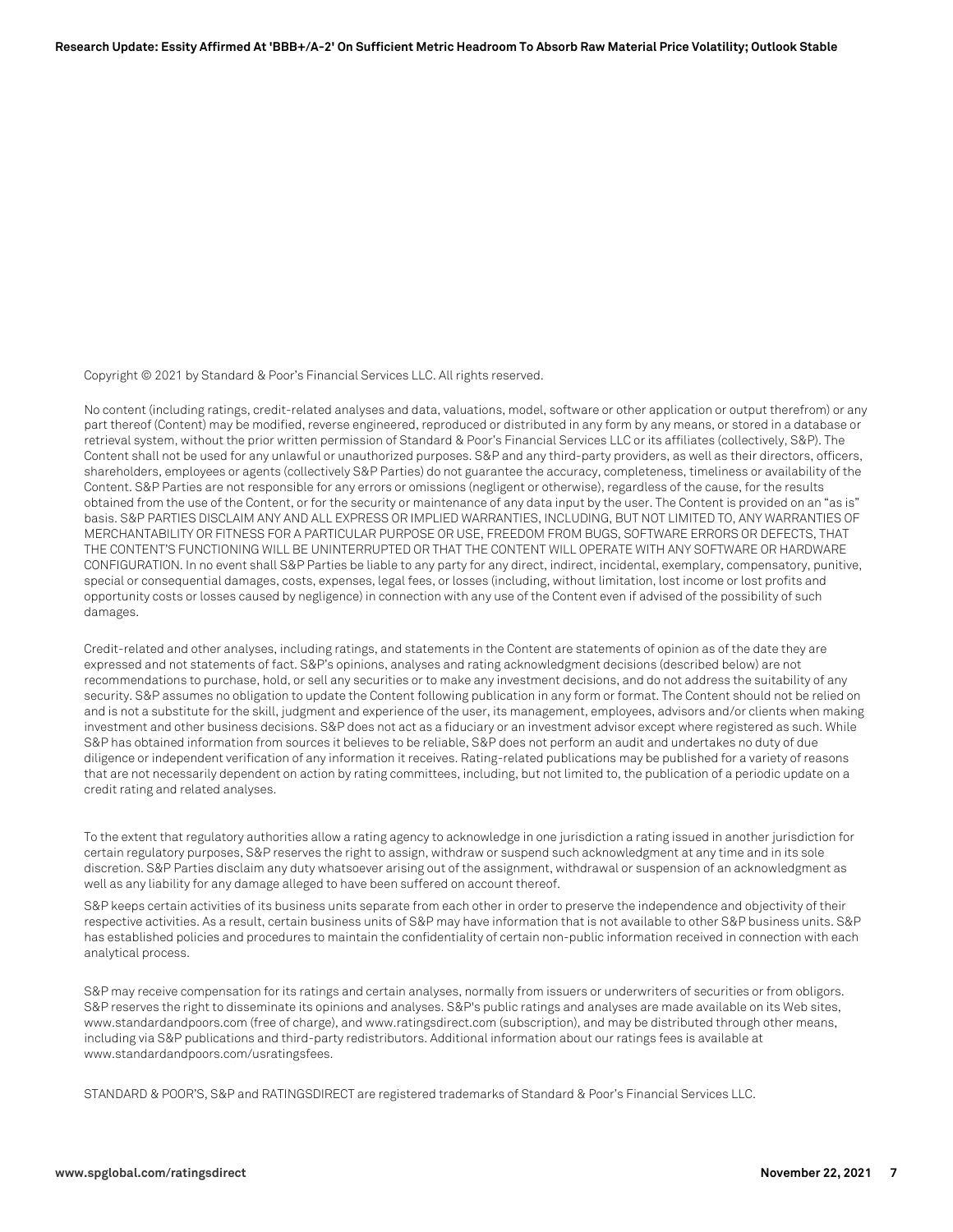Copyright © 2021 by Standard & Poor's Financial Services LLC. All rights reserved.

No content (including ratings, credit-related analyses and data, valuations, model, software or other application or output therefrom) or any part thereof (Content) may be modified, reverse engineered, reproduced or distributed in any form by any means, or stored in a database or retrieval system, without the prior written permission of Standard & Poor's Financial Services LLC or its affiliates (collectively, S&P). The Content shall not be used for any unlawful or unauthorized purposes. S&P and any third-party providers, as well as their directors, officers, shareholders, employees or agents (collectively S&P Parties) do not guarantee the accuracy, completeness, timeliness or availability of the Content. S&P Parties are not responsible for any errors or omissions (negligent or otherwise), regardless of the cause, for the results obtained from the use of the Content, or for the security or maintenance of any data input by the user. The Content is provided on an "as is" basis. S&P PARTIES DISCLAIM ANY AND ALL EXPRESS OR IMPLIED WARRANTIES, INCLUDING, BUT NOT LIMITED TO, ANY WARRANTIES OF MERCHANTABILITY OR FITNESS FOR A PARTICULAR PURPOSE OR USE, FREEDOM FROM BUGS, SOFTWARE ERRORS OR DEFECTS, THAT THE CONTENT'S FUNCTIONING WILL BE UNINTERRUPTED OR THAT THE CONTENT WILL OPERATE WITH ANY SOFTWARE OR HARDWARE CONFIGURATION. In no event shall S&P Parties be liable to any party for any direct, indirect, incidental, exemplary, compensatory, punitive, special or consequential damages, costs, expenses, legal fees, or losses (including, without limitation, lost income or lost profits and opportunity costs or losses caused by negligence) in connection with any use of the Content even if advised of the possibility of such damages.

Credit-related and other analyses, including ratings, and statements in the Content are statements of opinion as of the date they are expressed and not statements of fact. S&P's opinions, analyses and rating acknowledgment decisions (described below) are not recommendations to purchase, hold, or sell any securities or to make any investment decisions, and do not address the suitability of any security. S&P assumes no obligation to update the Content following publication in any form or format. The Content should not be relied on and is not a substitute for the skill, judgment and experience of the user, its management, employees, advisors and/or clients when making investment and other business decisions. S&P does not act as a fiduciary or an investment advisor except where registered as such. While S&P has obtained information from sources it believes to be reliable, S&P does not perform an audit and undertakes no duty of due diligence or independent verification of any information it receives. Rating-related publications may be published for a variety of reasons that are not necessarily dependent on action by rating committees, including, but not limited to, the publication of a periodic update on a credit rating and related analyses.

To the extent that regulatory authorities allow a rating agency to acknowledge in one jurisdiction a rating issued in another jurisdiction for certain regulatory purposes, S&P reserves the right to assign, withdraw or suspend such acknowledgment at any time and in its sole discretion. S&P Parties disclaim any duty whatsoever arising out of the assignment, withdrawal or suspension of an acknowledgment as well as any liability for any damage alleged to have been suffered on account thereof.

S&P keeps certain activities of its business units separate from each other in order to preserve the independence and objectivity of their respective activities. As a result, certain business units of S&P may have information that is not available to other S&P business units. S&P has established policies and procedures to maintain the confidentiality of certain non-public information received in connection with each analytical process.

S&P may receive compensation for its ratings and certain analyses, normally from issuers or underwriters of securities or from obligors. S&P reserves the right to disseminate its opinions and analyses. S&P's public ratings and analyses are made available on its Web sites, www.standardandpoors.com (free of charge), and www.ratingsdirect.com (subscription), and may be distributed through other means, including via S&P publications and third-party redistributors. Additional information about our ratings fees is available at www.standardandpoors.com/usratingsfees.

STANDARD & POOR'S, S&P and RATINGSDIRECT are registered trademarks of Standard & Poor's Financial Services LLC.